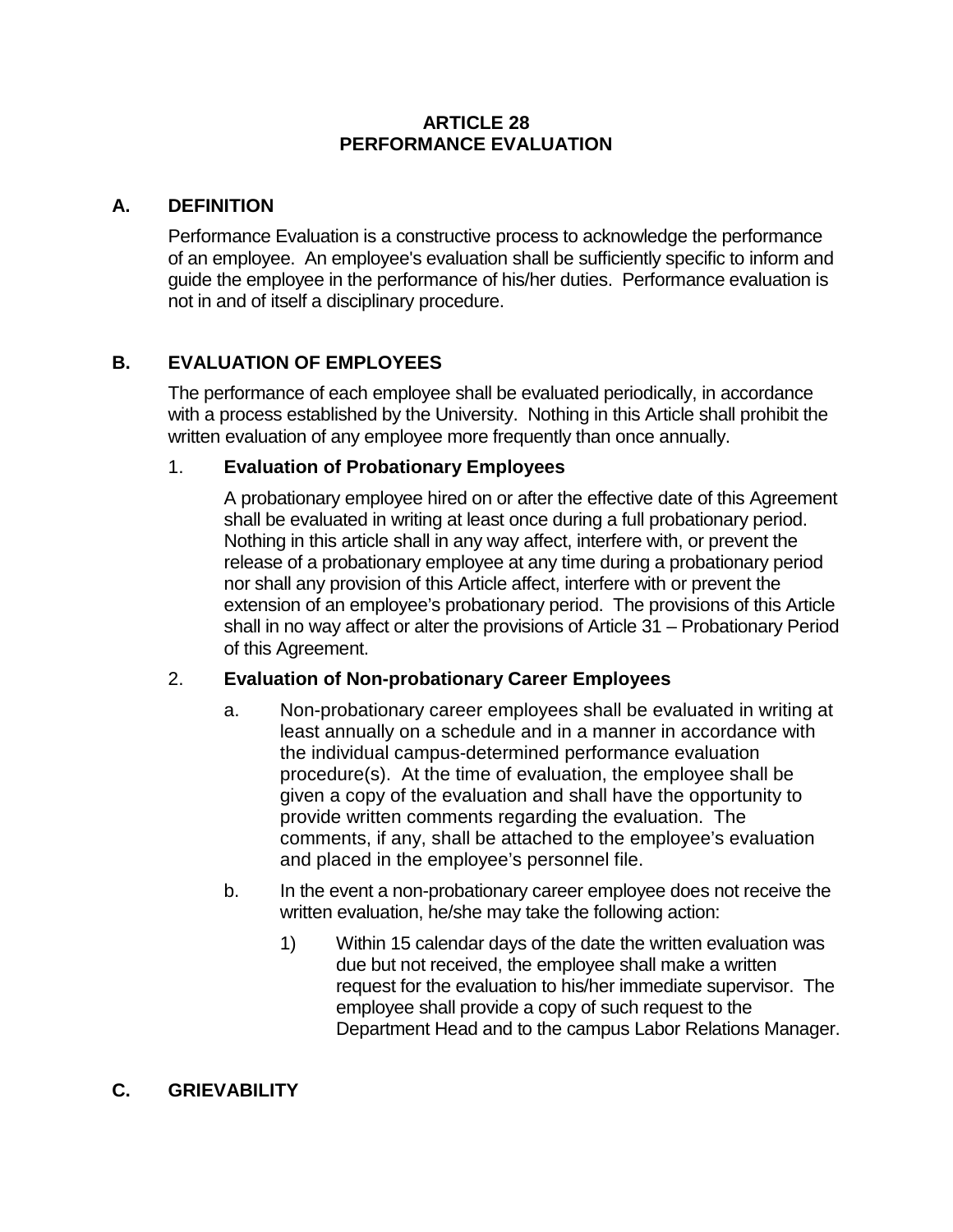# ARTICLE 28
# PERFORMANCE EVALUATION

## A. DEFINITION

Performance Evaluation is a constructive process to acknowledge the performance of an employee. An employee's evaluation shall be sufficiently specific to inform and guide the employee in the performance of his/her duties. Performance evaluation is not in and of itself a disciplinary procedure.

## B. EVALUATION OF EMPLOYEES

The performance of each employee shall be evaluated periodically, in accordance with a process established by the University. Nothing in this Article shall prohibit the written evaluation of any employee more frequently than once annually.

### 1. Evaluation of Probationary Employees

A probationary employee hired on or after the effective date of this Agreement shall be evaluated in writing at least once during a full probationary period. Nothing in this article shall in any way affect, interfere with, or prevent the release of a probationary employee at any time during a probationary period nor shall any provision of this Article affect, interfere with or prevent the extension of an employee's probationary period. The provisions of this Article shall in no way affect or alter the provisions of Article 31 – Probationary Period of this Agreement.

### 2. Evaluation of Non-probationary Career Employees

a. Non-probationary career employees shall be evaluated in writing at least annually on a schedule and in a manner in accordance with the individual campus-determined performance evaluation procedure(s). At the time of evaluation, the employee shall be given a copy of the evaluation and shall have the opportunity to provide written comments regarding the evaluation. The comments, if any, shall be attached to the employee's evaluation and placed in the employee's personnel file.

b. In the event a non-probationary career employee does not receive the written evaluation, he/she may take the following action:

1) Within 15 calendar days of the date the written evaluation was due but not received, the employee shall make a written request for the evaluation to his/her immediate supervisor. The employee shall provide a copy of such request to the Department Head and to the campus Labor Relations Manager.

## C. GRIEVABILITY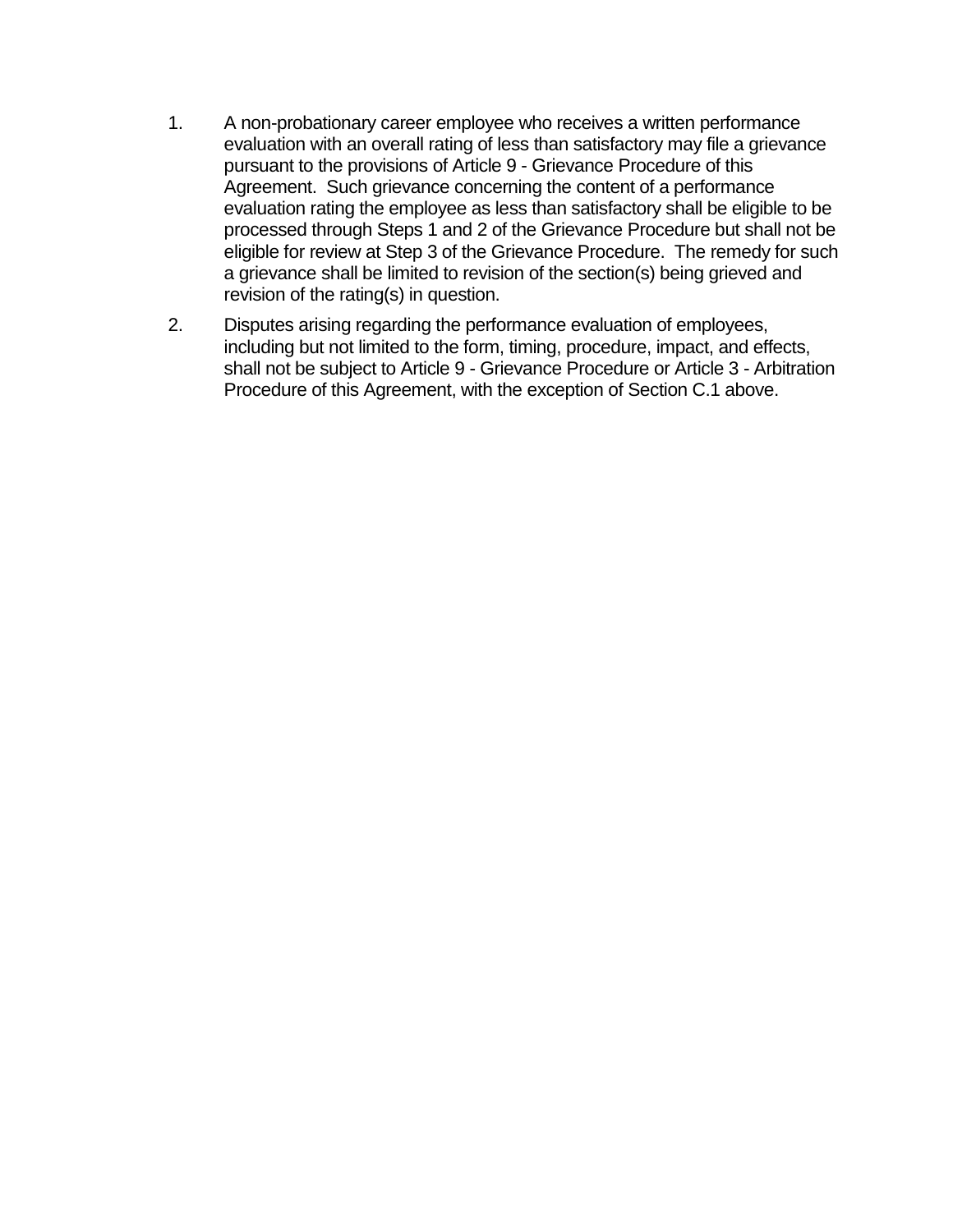1. A non-probationary career employee who receives a written performance evaluation with an overall rating of less than satisfactory may file a grievance pursuant to the provisions of Article 9 - Grievance Procedure of this Agreement. Such grievance concerning the content of a performance evaluation rating the employee as less than satisfactory shall be eligible to be processed through Steps 1 and 2 of the Grievance Procedure but shall not be eligible for review at Step 3 of the Grievance Procedure. The remedy for such a grievance shall be limited to revision of the section(s) being grieved and revision of the rating(s) in question.
2. Disputes arising regarding the performance evaluation of employees, including but not limited to the form, timing, procedure, impact, and effects, shall not be subject to Article 9 - Grievance Procedure or Article 3 - Arbitration Procedure of this Agreement, with the exception of Section C.1 above.